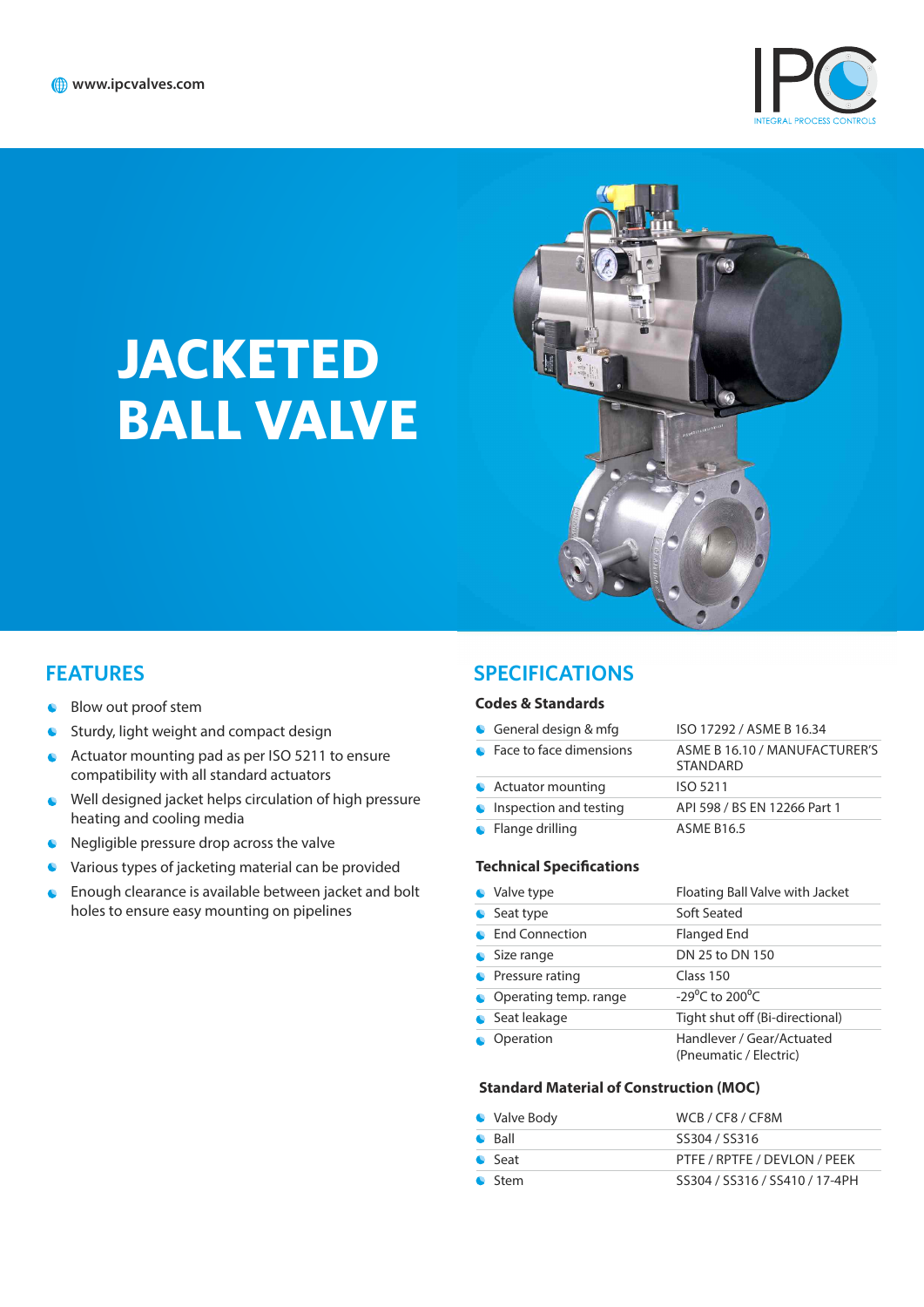www.ipcvalves.com

IPC
INTEGRAL PROCESS CONTROLS

# JACKETED BALL VALVE

## FEATURES

- Blow out proof stem
- Sturdy, light weight and compact design
- Actuator mounting pad as per ISO 5211 to ensure compatibility with all standard actuators
- Well designed jacket helps circulation of high pressure heating and cooling media
- Negligible pressure drop across the valve
- Various types of jacketing material can be provided
- Enough clearance is available between jacket and bolt holes to ensure easy mounting on pipelines

## SPECIFICATIONS

### Codes & Standards

| | |
|---|---|
| General design & mfg | ISO 17292 / ASME B 16.34 |
| Face to face dimensions | ASME B 16.10 / MANUFACTURER'S STANDARD |
| Actuator mounting | ISO 5211 |
| Inspection and testing | API 598 / BS EN 12266 Part 1 |
| Flange drilling | ASME B16.5 |

### Technical Specifications

| | |
|---|---|
| Valve type | Floating Ball Valve with Jacket |
| Seat type | Soft Seated |
| End Connection | Flanged End |
| Size range | DN 25 to DN 150 |
| Pressure rating | Class 150 |
| Operating temp. range | -29$^0$C to 200$^0$C |
| Seat leakage | Tight shut off (Bi-directional) |
| Operation | Handlever / Gear/Actuated (Pneumatic / Electric) |

### Standard Material of Construction (MOC)

| | |
|---|---|
| Valve Body | WCB / CF8 / CF8M |
| Ball | SS304 / SS316 |
| Seat | PTFE / RPTFE / DEVLON / PEEK |
| Stem | SS304 / SS316 / SS410 / 17-4PH |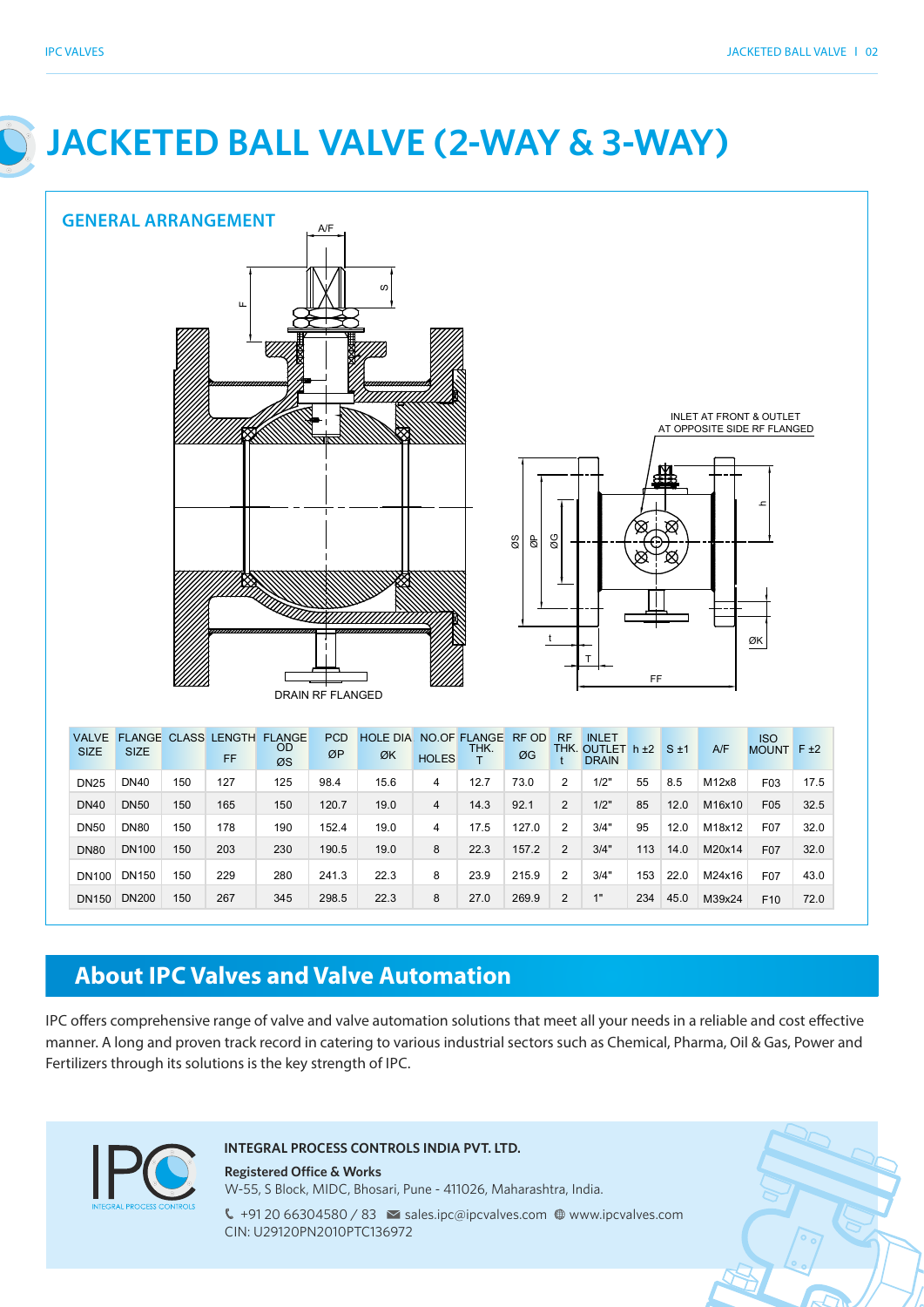# JACKETED BALL VALVE (2-WAY & 3-WAY)

## GENERAL ARRANGEMENT

A/F

S

F

INLET AT FRONT & OUTLET AT OPPOSITE SIDE RF FLANGED

DRAIN RF FLANGED

ØS ØP ØG h ØK t T FF

| VALVE SIZE | FLANGE SIZE | CLASS | LENGTH FF | FLANGE OD ØS | PCD ØP | HOLE DIA ØK | NO.OF HOLES | FLANGE THK. T | RF OD ØG | RF THK. t | INLET OUTLET DRAIN | h ±2 | S ±1 | A/F | ISO MOUNT | F ±2 |
|---|---|---|---|---|---|---|---|---|---|---|---|---|---|---|---|---|
| DN25 | DN40 | 150 | 127 | 125 | 98.4 | 15.6 | 4 | 12.7 | 73.0 | 2 | 1/2" | 55 | 8.5 | M12x8 | F03 | 17.5 |
| DN40 | DN50 | 150 | 165 | 150 | 120.7 | 19.0 | 4 | 14.3 | 92.1 | 2 | 1/2" | 85 | 12.0 | M16x10 | F05 | 32.5 |
| DN50 | DN80 | 150 | 178 | 190 | 152.4 | 19.0 | 4 | 17.5 | 127.0 | 2 | 3/4" | 95 | 12.0 | M18x12 | F07 | 32.0 |
| DN80 | DN100 | 150 | 203 | 230 | 190.5 | 19.0 | 8 | 22.3 | 157.2 | 2 | 3/4" | 113 | 14.0 | M20x14 | F07 | 32.0 |
| DN100 | DN150 | 150 | 229 | 280 | 241.3 | 22.3 | 8 | 23.9 | 215.9 | 2 | 3/4" | 153 | 22.0 | M24x16 | F07 | 43.0 |
| DN150 | DN200 | 150 | 267 | 345 | 298.5 | 22.3 | 8 | 27.0 | 269.9 | 2 | 1" | 234 | 45.0 | M39x24 | F10 | 72.0 |

## About IPC Valves and Valve Automation

IPC offers comprehensive range of valve and valve automation solutions that meet all your needs in a reliable and cost effective manner. A long and proven track record in catering to various industrial sectors such as Chemical, Pharma, Oil & Gas, Power and Fertilizers through its solutions is the key strength of IPC.

**INTEGRAL PROCESS CONTROLS INDIA PVT. LTD.**

**Registered Office & Works**
W-55, S Block, MIDC, Bhosari, Pune - 411026, Maharashtra, India.

+91 20 66304580 / 83 sales.ipc@ipcvalves.com www.ipcvalves.com
CIN: U29120PN2010PTC136972